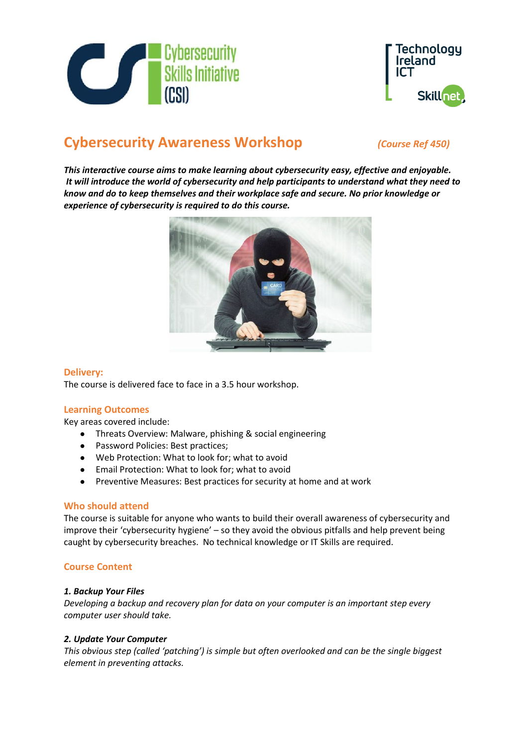Cybersecurity Skills Initiative (CSI)

Technology Ireland ICT Skillnet

# Cybersecurity Awareness Workshop *(Course Ref 450)*

***This interactive course aims to make learning about cybersecurity easy, effective and enjoyable. It will introduce the world of cybersecurity and help participants to understand what they need to know and do to keep themselves and their workplace safe and secure. No prior knowledge or experience of cybersecurity is required to do this course.***

## Delivery:

The course is delivered face to face in a 3.5 hour workshop.

## Learning Outcomes

Key areas covered include:

- Threats Overview: Malware, phishing & social engineering
- Password Policies: Best practices;
- Web Protection: What to look for; what to avoid
- Email Protection: What to look for; what to avoid
- Preventive Measures: Best practices for security at home and at work

## Who should attend

The course is suitable for anyone who wants to build their overall awareness of cybersecurity and improve their 'cybersecurity hygiene' – so they avoid the obvious pitfalls and help prevent being caught by cybersecurity breaches. No technical knowledge or IT Skills are required.

## Course Content

***1. Backup Your Files***

*Developing a backup and recovery plan for data on your computer is an important step every computer user should take.*

***2. Update Your Computer***

*This obvious step (called 'patching') is simple but often overlooked and can be the single biggest element in preventing attacks.*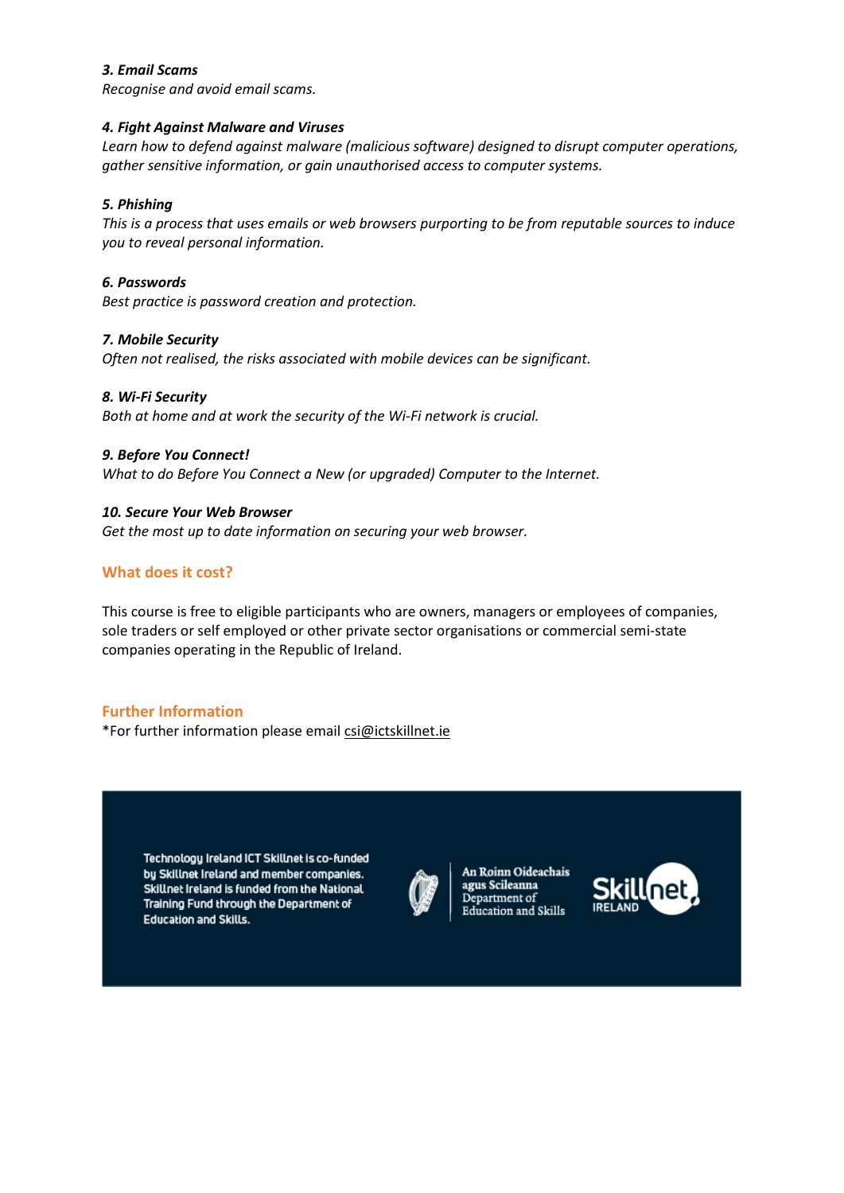***3. Email Scams***
*Recognise and avoid email scams.*

***4. Fight Against Malware and Viruses***
*Learn how to defend against malware (malicious software) designed to disrupt computer operations, gather sensitive information, or gain unauthorised access to computer systems.*

***5. Phishing***
*This is a process that uses emails or web browsers purporting to be from reputable sources to induce you to reveal personal information.*

***6. Passwords***
*Best practice is password creation and protection.*

***7. Mobile Security***
*Often not realised, the risks associated with mobile devices can be significant.*

***8. Wi-Fi Security***
*Both at home and at work the security of the Wi-Fi network is crucial.*

***9. Before You Connect!***
*What to do Before You Connect a New (or upgraded) Computer to the Internet.*

***10. Secure Your Web Browser***
*Get the most up to date information on securing your web browser.*

## What does it cost?

This course is free to eligible participants who are owners, managers or employees of companies, sole traders or self employed or other private sector organisations or commercial semi-state companies operating in the Republic of Ireland.

## Further Information

*For further information please email csi@ictskillnet.ie

Technology Ireland ICT Skillnet is co-funded by Skillnet Ireland and member companies. Skillnet Ireland is funded from the National Training Fund through the Department of Education and Skills.

An Roinn Oideachais agus Scileanna
Department of Education and Skills

Skillnet IRELAND